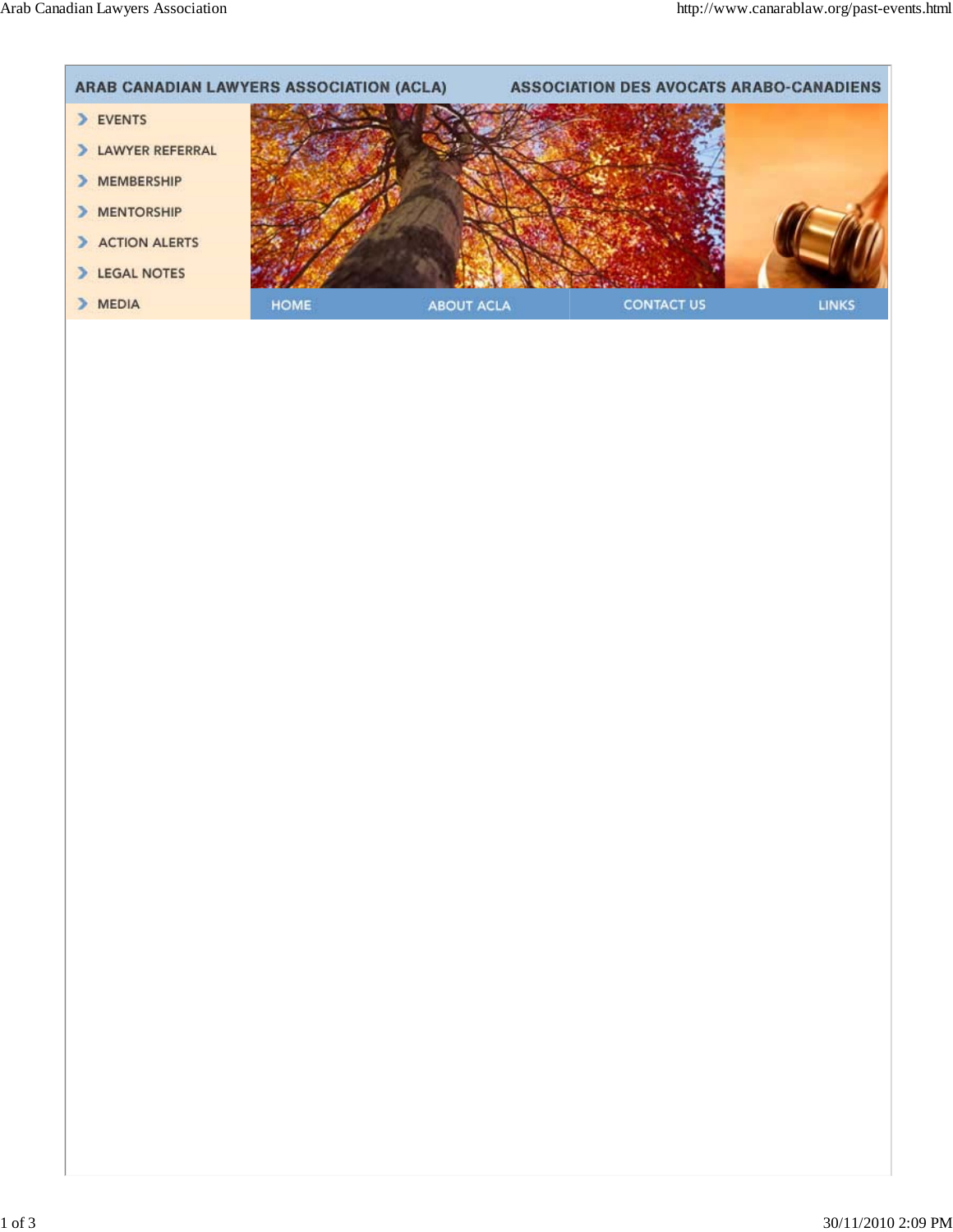ARAB CANADIAN LAWYERS ASSOCIATION (ACLA) ASSOCIATION DES AVOCATS ARABO-CANADIENS

- EVENTS
- LAWYER REFERRAL
- MEMBERSHIP
- MENTORSHIP
- ACTION ALERTS
- LEGAL NOTES
- MEDIA

HOME ABOUT ACLA CONTACT US LINKS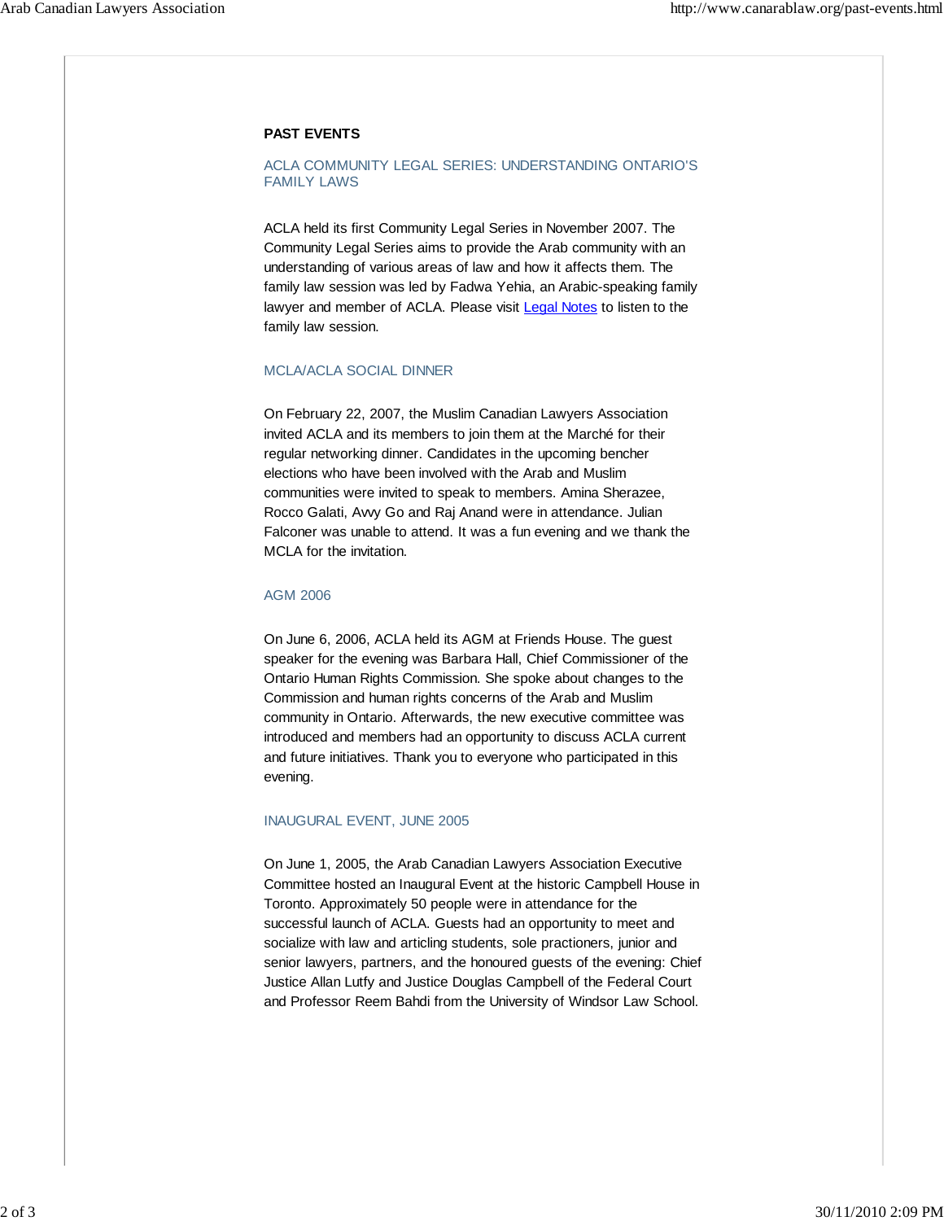## PAST EVENTS

### ACLA COMMUNITY LEGAL SERIES: UNDERSTANDING ONTARIO'S FAMILY LAWS

ACLA held its first Community Legal Series in November 2007. The Community Legal Series aims to provide the Arab community with an understanding of various areas of law and how it affects them. The family law session was led by Fadwa Yehia, an Arabic-speaking family lawyer and member of ACLA. Please visit Legal Notes to listen to the family law session.

### MCLA/ACLA SOCIAL DINNER

On February 22, 2007, the Muslim Canadian Lawyers Association invited ACLA and its members to join them at the Marché for their regular networking dinner. Candidates in the upcoming bencher elections who have been involved with the Arab and Muslim communities were invited to speak to members. Amina Sherazee, Rocco Galati, Avvy Go and Raj Anand were in attendance. Julian Falconer was unable to attend. It was a fun evening and we thank the MCLA for the invitation.

### AGM 2006

On June 6, 2006, ACLA held its AGM at Friends House. The guest speaker for the evening was Barbara Hall, Chief Commissioner of the Ontario Human Rights Commission. She spoke about changes to the Commission and human rights concerns of the Arab and Muslim community in Ontario. Afterwards, the new executive committee was introduced and members had an opportunity to discuss ACLA current and future initiatives. Thank you to everyone who participated in this evening.

### INAUGURAL EVENT, JUNE 2005

On June 1, 2005, the Arab Canadian Lawyers Association Executive Committee hosted an Inaugural Event at the historic Campbell House in Toronto. Approximately 50 people were in attendance for the successful launch of ACLA. Guests had an opportunity to meet and socialize with law and articling students, sole practioners, junior and senior lawyers, partners, and the honoured guests of the evening: Chief Justice Allan Lutfy and Justice Douglas Campbell of the Federal Court and Professor Reem Bahdi from the University of Windsor Law School.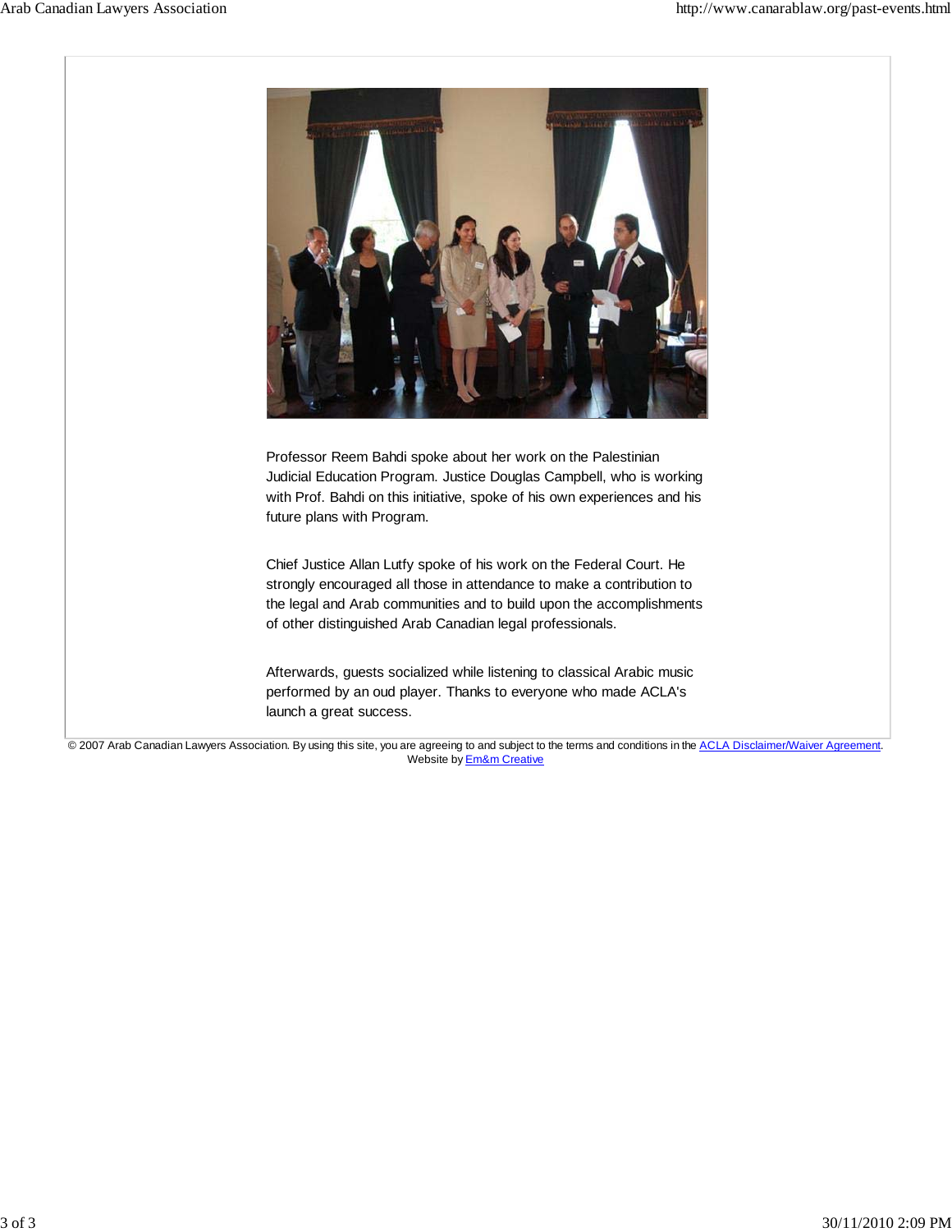Professor Reem Bahdi spoke about her work on the Palestinian Judicial Education Program. Justice Douglas Campbell, who is working with Prof. Bahdi on this initiative, spoke of his own experiences and his future plans with Program.

Chief Justice Allan Lutfy spoke of his work on the Federal Court. He strongly encouraged all those in attendance to make a contribution to the legal and Arab communities and to build upon the accomplishments of other distinguished Arab Canadian legal professionals.

Afterwards, guests socialized while listening to classical Arabic music performed by an oud player. Thanks to everyone who made ACLA's launch a great success.

© 2007 Arab Canadian Lawyers Association. By using this site, you are agreeing to and subject to the terms and conditions in the ACLA Disclaimer/Waiver Agreement.
Website by Em&m Creative